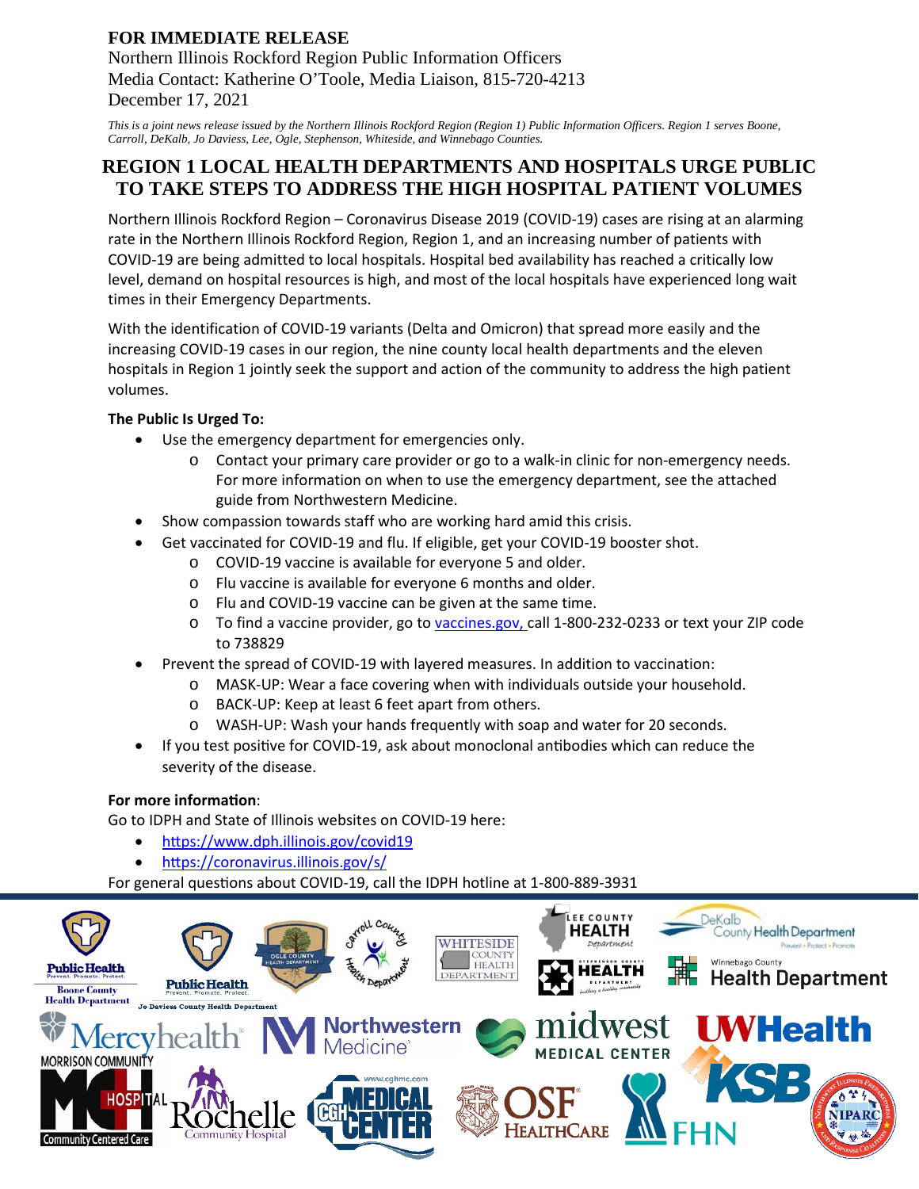**FOR IMMEDIATE RELEASE**

Northern Illinois Rockford Region Public Information Officers
Media Contact: Katherine O'Toole, Media Liaison, 815-720-4213
December 17, 2021

*This is a joint news release issued by the Northern Illinois Rockford Region (Region 1) Public Information Officers. Region 1 serves Boone, Carroll, DeKalb, Jo Daviess, Lee, Ogle, Stephenson, Whiteside, and Winnebago Counties.*

# REGION 1 LOCAL HEALTH DEPARTMENTS AND HOSPITALS URGE PUBLIC TO TAKE STEPS TO ADDRESS THE HIGH HOSPITAL PATIENT VOLUMES

Northern Illinois Rockford Region – Coronavirus Disease 2019 (COVID-19) cases are rising at an alarming rate in the Northern Illinois Rockford Region, Region 1, and an increasing number of patients with COVID-19 are being admitted to local hospitals. Hospital bed availability has reached a critically low level, demand on hospital resources is high, and most of the local hospitals have experienced long wait times in their Emergency Departments.

With the identification of COVID-19 variants (Delta and Omicron) that spread more easily and the increasing COVID-19 cases in our region, the nine county local health departments and the eleven hospitals in Region 1 jointly seek the support and action of the community to address the high patient volumes.

**The Public Is Urged To:**

- Use the emergency department for emergencies only.
  - Contact your primary care provider or go to a walk-in clinic for non-emergency needs. For more information on when to use the emergency department, see the attached guide from Northwestern Medicine.
- Show compassion towards staff who are working hard amid this crisis.
- Get vaccinated for COVID-19 and flu. If eligible, get your COVID-19 booster shot.
  - COVID-19 vaccine is available for everyone 5 and older.
  - Flu vaccine is available for everyone 6 months and older.
  - Flu and COVID-19 vaccine can be given at the same time.
  - To find a vaccine provider, go to vaccines.gov, call 1-800-232-0233 or text your ZIP code to 738829
- Prevent the spread of COVID-19 with layered measures. In addition to vaccination:
  - MASK-UP: Wear a face covering when with individuals outside your household.
  - BACK-UP: Keep at least 6 feet apart from others.
  - WASH-UP: Wash your hands frequently with soap and water for 20 seconds.
- If you test positive for COVID-19, ask about monoclonal antibodies which can reduce the severity of the disease.

**For more information**:

Go to IDPH and State of Illinois websites on COVID-19 here:

- https://www.dph.illinois.gov/covid19
- https://coronavirus.illinois.gov/s/

For general questions about COVID-19, call the IDPH hotline at 1-800-889-3931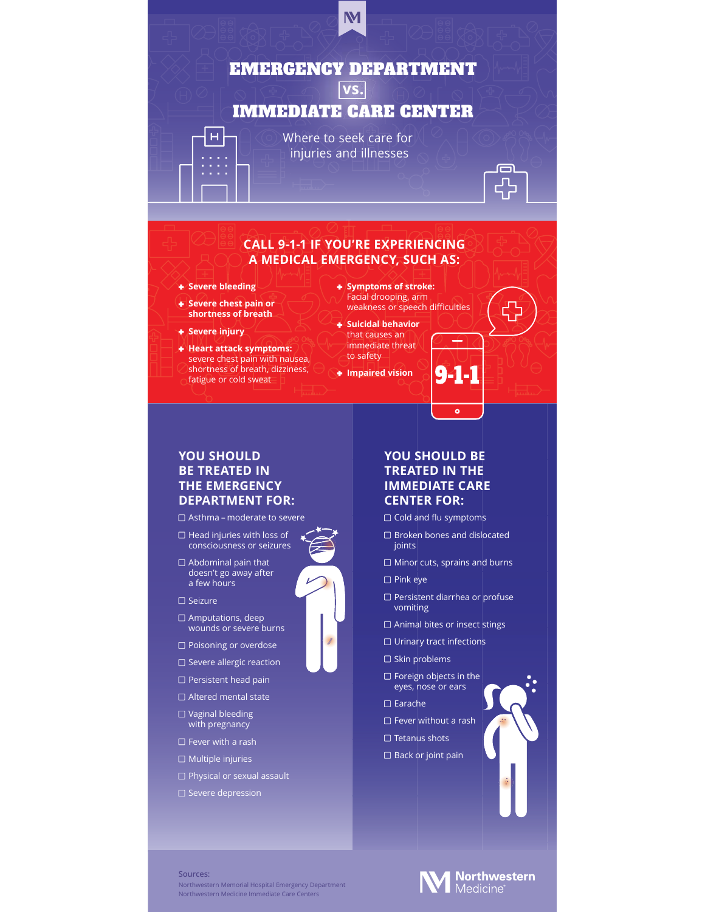# EMERGENCY DEPARTMENT VS. IMMEDIATE CARE CENTER

Where to seek care for injuries and illnesses

## CALL 9-1-1 IF YOU'RE EXPERIENCING A MEDICAL EMERGENCY, SUCH AS:

- **Severe bleeding**
- **Severe chest pain or shortness of breath**
- **Severe injury**
- **Heart attack symptoms:** severe chest pain with nausea, shortness of breath, dizziness, fatigue or cold sweat
- **Symptoms of stroke:** Facial drooping, arm weakness or speech difficulties
- **Suicidal behavior** that causes an immediate threat to safety
- **Impaired vision**

9-1-1

## YOU SHOULD BE TREATED IN THE EMERGENCY DEPARTMENT FOR:

- ☐ Asthma – moderate to severe
- ☐ Head injuries with loss of consciousness or seizures
- ☐ Abdominal pain that doesn't go away after a few hours
- ☐ Seizure
- ☐ Amputations, deep wounds or severe burns
- ☐ Poisoning or overdose
- ☐ Severe allergic reaction
- ☐ Persistent head pain
- ☐ Altered mental state
- ☐ Vaginal bleeding with pregnancy
- ☐ Fever with a rash
- ☐ Multiple injuries
- ☐ Physical or sexual assault
- ☐ Severe depression

## YOU SHOULD BE TREATED IN THE IMMEDIATE CARE CENTER FOR:

- ☐ Cold and flu symptoms
- ☐ Broken bones and dislocated joints
- ☐ Minor cuts, sprains and burns
- ☐ Pink eye
- ☐ Persistent diarrhea or profuse vomiting
- ☐ Animal bites or insect stings
- ☐ Urinary tract infections
- ☐ Skin problems
- ☐ Foreign objects in the eyes, nose or ears
- ☐ Earache
- ☐ Fever without a rash
- ☐ Tetanus shots
- ☐ Back or joint pain

Sources:
Northwestern Memorial Hospital Emergency Department
Northwestern Medicine Immediate Care Centers

Northwestern Medicine